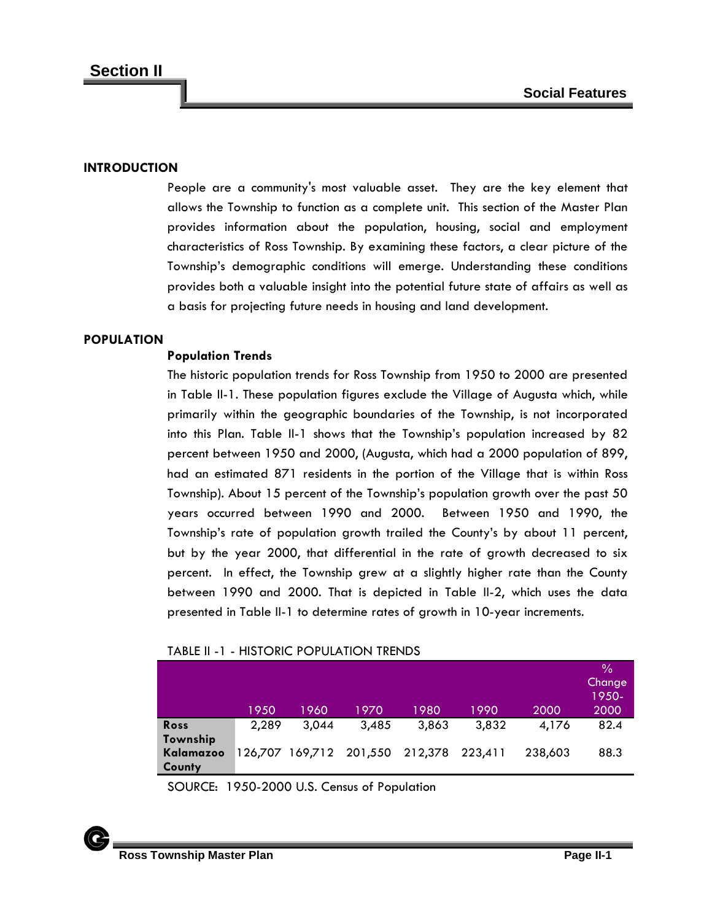# Section II

## Social Features

### INTRODUCTION

People are a community's most valuable asset. They are the key element that allows the Township to function as a complete unit. This section of the Master Plan provides information about the population, housing, social and employment characteristics of Ross Township. By examining these factors, a clear picture of the Township's demographic conditions will emerge. Understanding these conditions provides both a valuable insight into the potential future state of affairs as well as a basis for projecting future needs in housing and land development.

### POPULATION

**Population Trends**

The historic population trends for Ross Township from 1950 to 2000 are presented in Table II-1. These population figures exclude the Village of Augusta which, while primarily within the geographic boundaries of the Township, is not incorporated into this Plan. Table II-1 shows that the Township's population increased by 82 percent between 1950 and 2000, (Augusta, which had a 2000 population of 899, had an estimated 871 residents in the portion of the Village that is within Ross Township). About 15 percent of the Township's population growth over the past 50 years occurred between 1990 and 2000. Between 1950 and 1990, the Township's rate of population growth trailed the County's by about 11 percent, but by the year 2000, that differential in the rate of growth decreased to six percent. In effect, the Township grew at a slightly higher rate than the County between 1990 and 2000. That is depicted in Table II-2, which uses the data presented in Table II-1 to determine rates of growth in 10-year increments.

TABLE II -1 - HISTORIC POPULATION TRENDS

| | 1950 | 1960 | 1970 | 1980 | 1990 | 2000 | % Change 1950-2000 |
|---|---|---|---|---|---|---|---|
| **Ross Township** | 2,289 | 3,044 | 3,485 | 3,863 | 3,832 | 4,176 | 82.4 |
| **Kalamazoo County** | 126,707 | 169,712 | 201,550 | 212,378 | 223,411 | 238,603 | 88.3 |

SOURCE: 1950-2000 U.S. Census of Population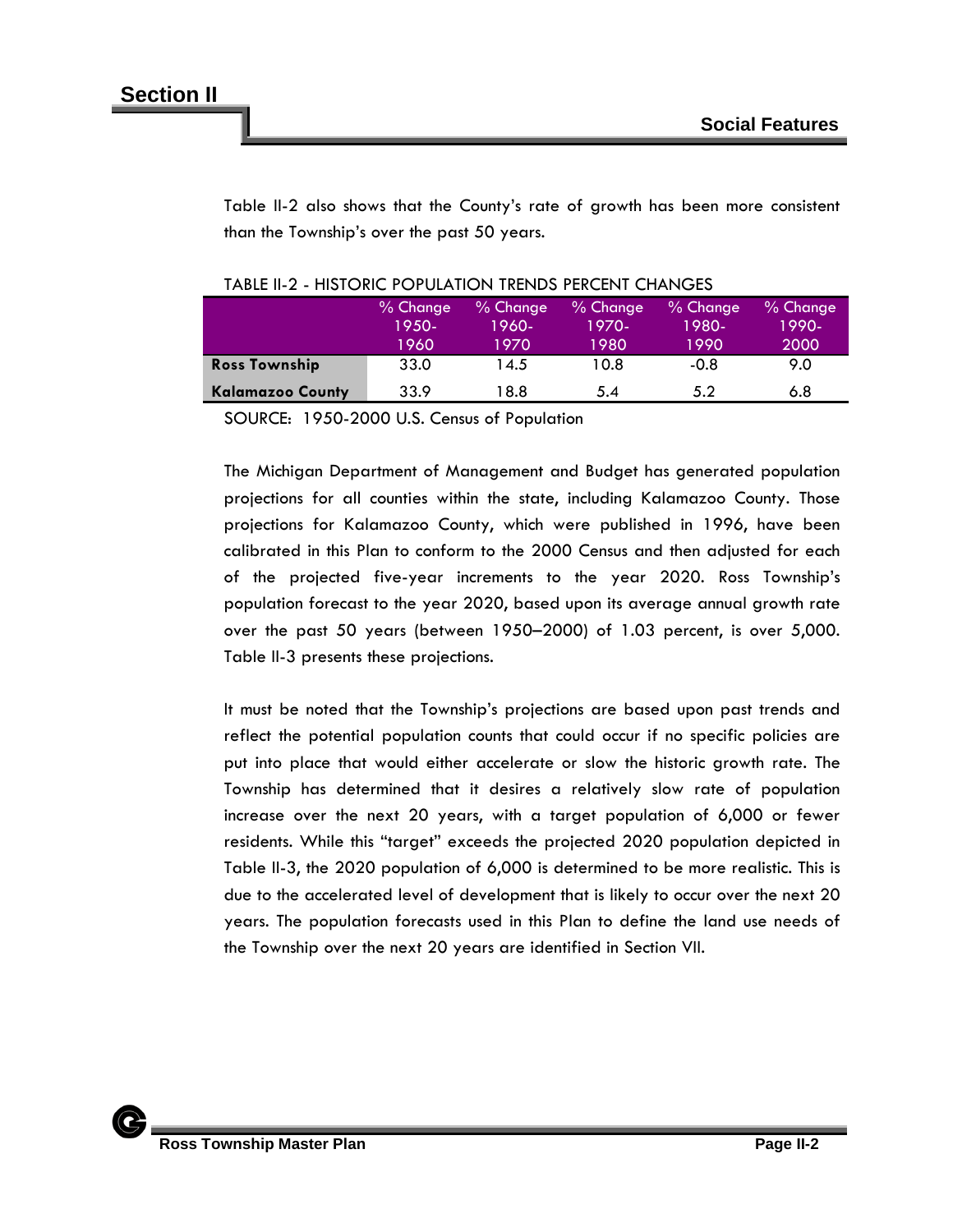Table II-2 also shows that the County's rate of growth has been more consistent than the Township's over the past 50 years.

TABLE II-2 - HISTORIC POPULATION TRENDS PERCENT CHANGES

| | % Change 1950-1960 | % Change 1960-1970 | % Change 1970-1980 | % Change 1980-1990 | % Change 1990-2000 |
|---|---|---|---|---|---|
| **Ross Township** | 33.0 | 14.5 | 10.8 | -0.8 | 9.0 |
| **Kalamazoo County** | 33.9 | 18.8 | 5.4 | 5.2 | 6.8 |

SOURCE: 1950-2000 U.S. Census of Population

The Michigan Department of Management and Budget has generated population projections for all counties within the state, including Kalamazoo County. Those projections for Kalamazoo County, which were published in 1996, have been calibrated in this Plan to conform to the 2000 Census and then adjusted for each of the projected five-year increments to the year 2020. Ross Township's population forecast to the year 2020, based upon its average annual growth rate over the past 50 years (between 1950–2000) of 1.03 percent, is over 5,000. Table II-3 presents these projections.

It must be noted that the Township's projections are based upon past trends and reflect the potential population counts that could occur if no specific policies are put into place that would either accelerate or slow the historic growth rate. The Township has determined that it desires a relatively slow rate of population increase over the next 20 years, with a target population of 6,000 or fewer residents. While this "target" exceeds the projected 2020 population depicted in Table II-3, the 2020 population of 6,000 is determined to be more realistic. This is due to the accelerated level of development that is likely to occur over the next 20 years. The population forecasts used in this Plan to define the land use needs of the Township over the next 20 years are identified in Section VII.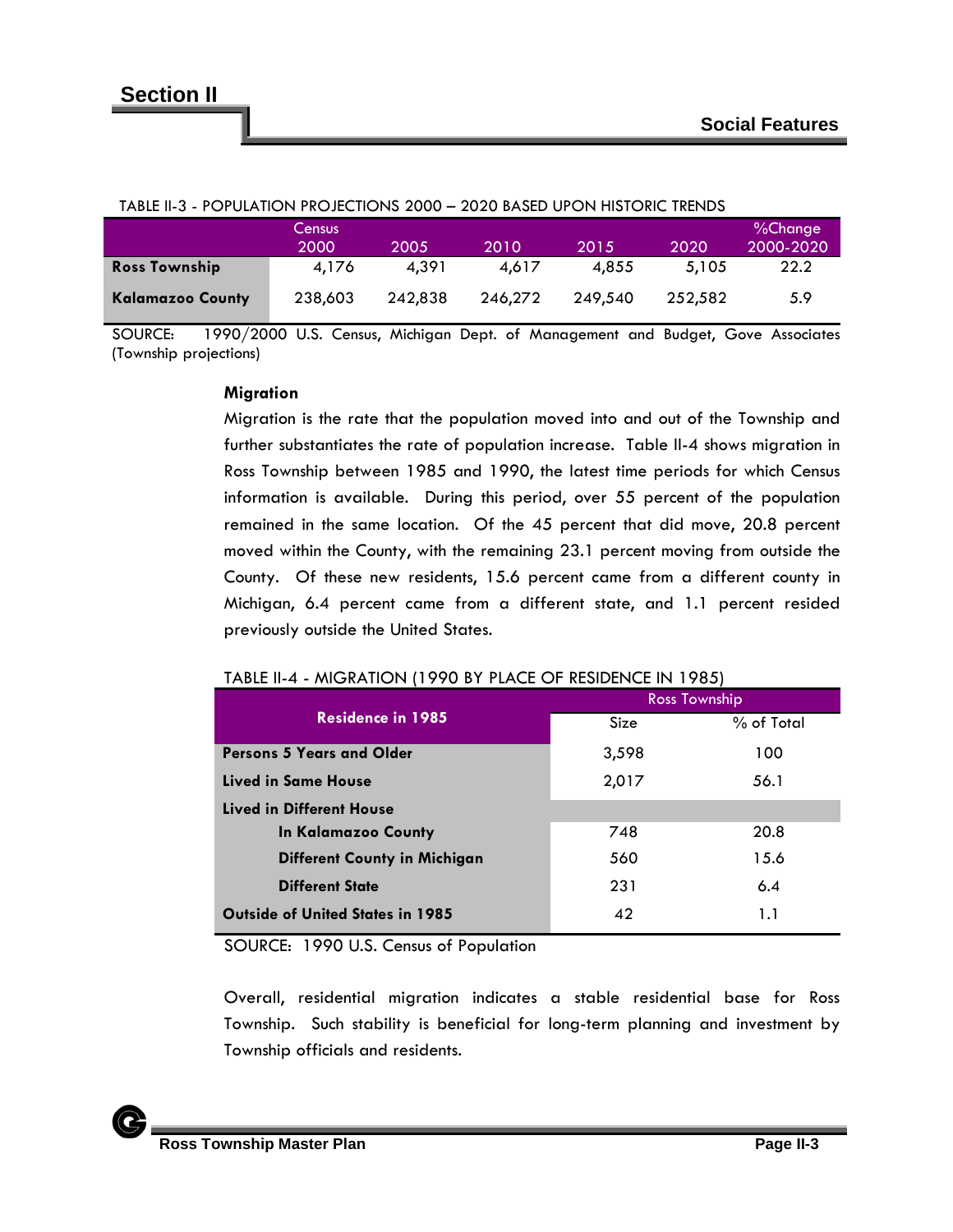TABLE II-3 - POPULATION PROJECTIONS 2000 – 2020 BASED UPON HISTORIC TRENDS

| | Census 2000 | 2005 | 2010 | 2015 | 2020 | %Change 2000-2020 |
|---|---|---|---|---|---|---|
| **Ross Township** | 4,176 | 4,391 | 4,617 | 4,855 | 5,105 | 22.2 |
| **Kalamazoo County** | 238,603 | 242,838 | 246,272 | 249,540 | 252,582 | 5.9 |

SOURCE: 1990/2000 U.S. Census, Michigan Dept. of Management and Budget, Gove Associates (Township projections)

**Migration**

Migration is the rate that the population moved into and out of the Township and further substantiates the rate of population increase. Table II-4 shows migration in Ross Township between 1985 and 1990, the latest time periods for which Census information is available. During this period, over 55 percent of the population remained in the same location. Of the 45 percent that did move, 20.8 percent moved within the County, with the remaining 23.1 percent moving from outside the County. Of these new residents, 15.6 percent came from a different county in Michigan, 6.4 percent came from a different state, and 1.1 percent resided previously outside the United States.

TABLE II-4 - MIGRATION (1990 BY PLACE OF RESIDENCE IN 1985)

| Residence in 1985 | Ross Township | |
|---|---|---|
| | Size | % of Total |
| **Persons 5 Years and Older** | 3,598 | 100 |
| **Lived in Same House** | 2,017 | 56.1 |
| **Lived in Different House** | | |
| **In Kalamazoo County** | 748 | 20.8 |
| **Different County in Michigan** | 560 | 15.6 |
| **Different State** | 231 | 6.4 |
| **Outside of United States in 1985** | 42 | 1.1 |

SOURCE: 1990 U.S. Census of Population

Overall, residential migration indicates a stable residential base for Ross Township. Such stability is beneficial for long-term planning and investment by Township officials and residents.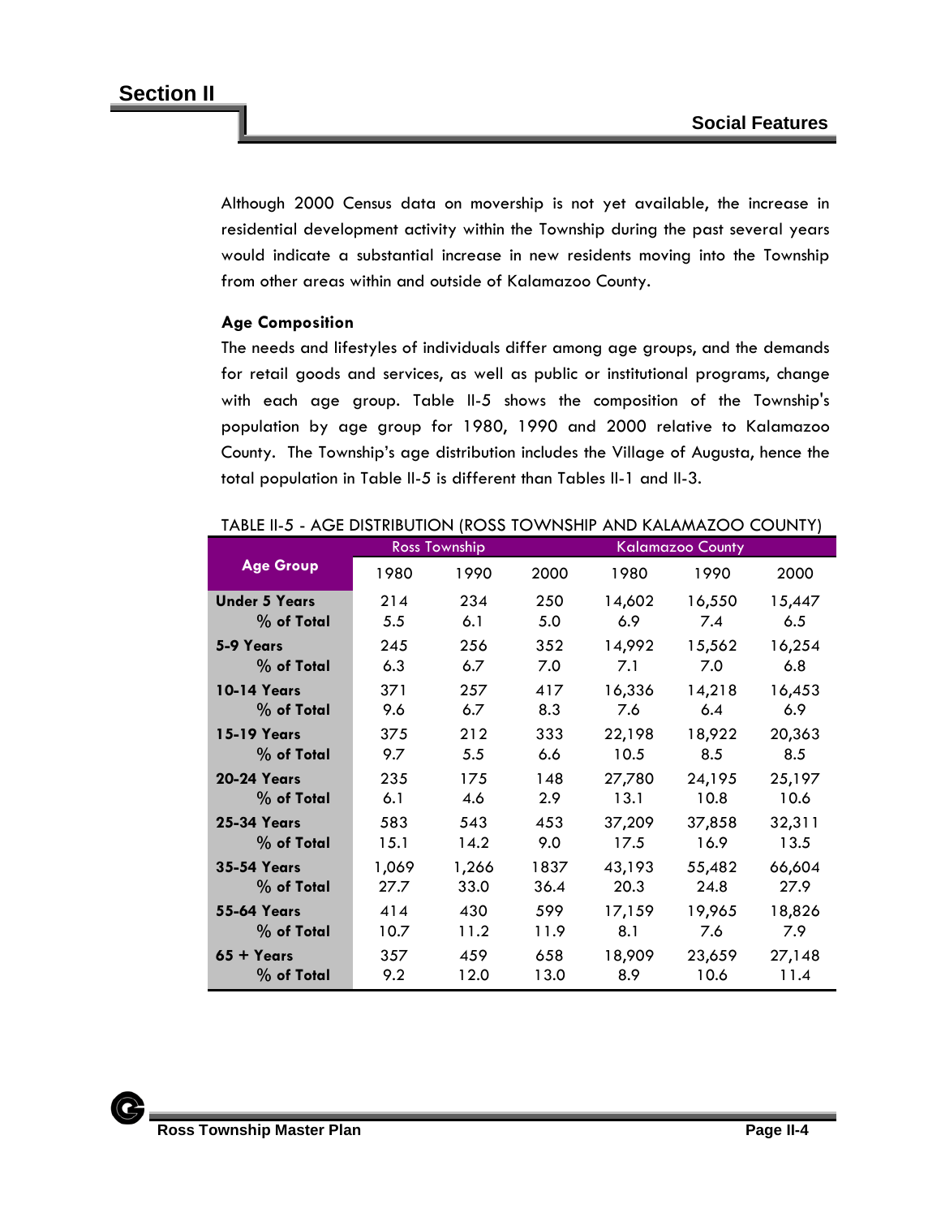Although 2000 Census data on movership is not yet available, the increase in residential development activity within the Township during the past several years would indicate a substantial increase in new residents moving into the Township from other areas within and outside of Kalamazoo County.

**Age Composition**

The needs and lifestyles of individuals differ among age groups, and the demands for retail goods and services, as well as public or institutional programs, change with each age group. Table II-5 shows the composition of the Township's population by age group for 1980, 1990 and 2000 relative to Kalamazoo County. The Township's age distribution includes the Village of Augusta, hence the total population in Table II-5 is different than Tables II-1 and II-3.

TABLE II-5 - AGE DISTRIBUTION (ROSS TOWNSHIP AND KALAMAZOO COUNTY)

| Age Group | Ross Township | | | Kalamazoo County | | |
|---|---|---|---|---|---|---|
| | 1980 | 1990 | 2000 | 1980 | 1990 | 2000 |
| **Under 5 Years** | 214 | 234 | 250 | 14,602 | 16,550 | 15,447 |
| **% of Total** | 5.5 | 6.1 | 5.0 | 6.9 | 7.4 | 6.5 |
| **5-9 Years** | 245 | 256 | 352 | 14,992 | 15,562 | 16,254 |
| **% of Total** | 6.3 | 6.7 | 7.0 | 7.1 | 7.0 | 6.8 |
| **10-14 Years** | 371 | 257 | 417 | 16,336 | 14,218 | 16,453 |
| **% of Total** | 9.6 | 6.7 | 8.3 | 7.6 | 6.4 | 6.9 |
| **15-19 Years** | 375 | 212 | 333 | 22,198 | 18,922 | 20,363 |
| **% of Total** | 9.7 | 5.5 | 6.6 | 10.5 | 8.5 | 8.5 |
| **20-24 Years** | 235 | 175 | 148 | 27,780 | 24,195 | 25,197 |
| **% of Total** | 6.1 | 4.6 | 2.9 | 13.1 | 10.8 | 10.6 |
| **25-34 Years** | 583 | 543 | 453 | 37,209 | 37,858 | 32,311 |
| **% of Total** | 15.1 | 14.2 | 9.0 | 17.5 | 16.9 | 13.5 |
| **35-54 Years** | 1,069 | 1,266 | 1837 | 43,193 | 55,482 | 66,604 |
| **% of Total** | 27.7 | 33.0 | 36.4 | 20.3 | 24.8 | 27.9 |
| **55-64 Years** | 414 | 430 | 599 | 17,159 | 19,965 | 18,826 |
| **% of Total** | 10.7 | 11.2 | 11.9 | 8.1 | 7.6 | 7.9 |
| **65 + Years** | 357 | 459 | 658 | 18,909 | 23,659 | 27,148 |
| **% of Total** | 9.2 | 12.0 | 13.0 | 8.9 | 10.6 | 11.4 |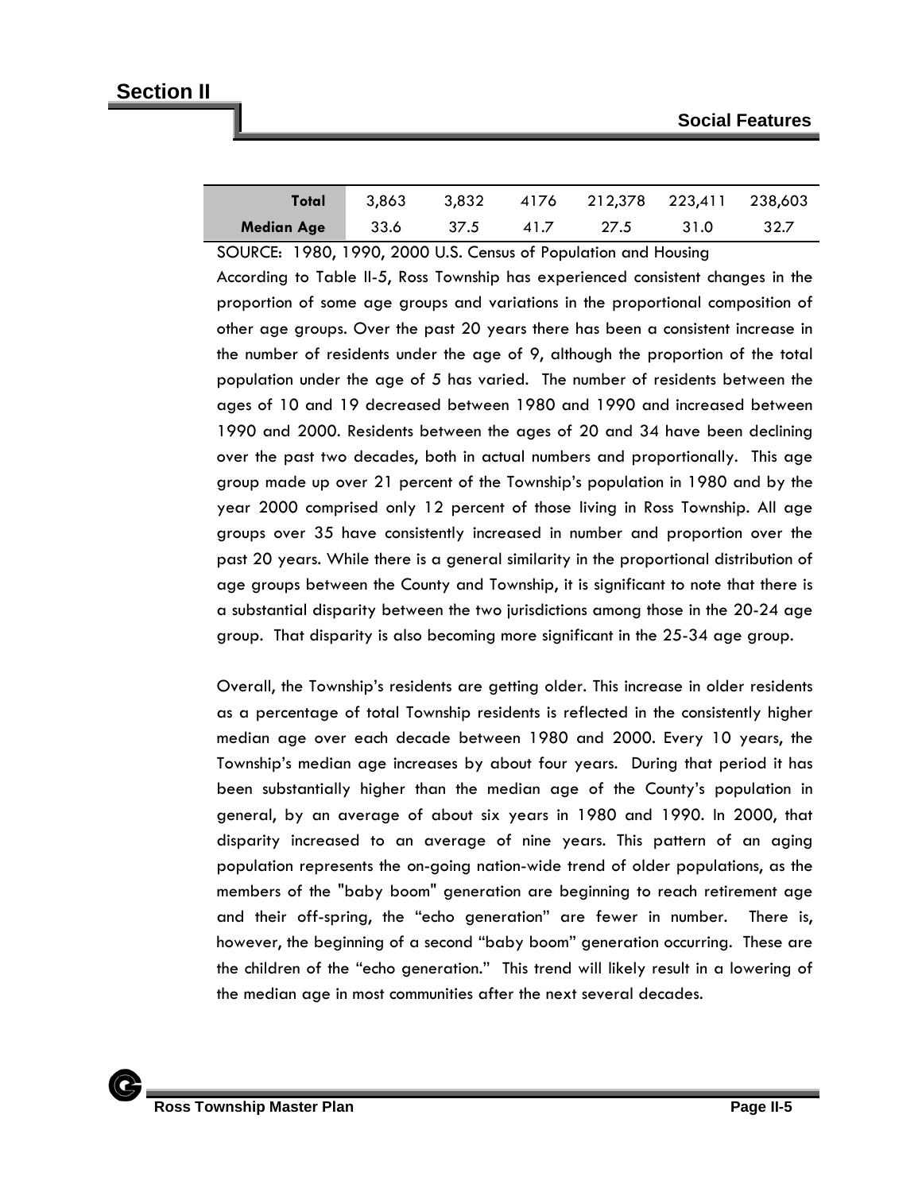| Total | 3,863 | 3,832 | 4176 | 212,378 | 223,411 | 238,603 |
|---|---|---|---|---|---|---|
| Median Age | 33.6 | 37.5 | 41.7 | 27.5 | 31.0 | 32.7 |

SOURCE: 1980, 1990, 2000 U.S. Census of Population and Housing

According to Table II-5, Ross Township has experienced consistent changes in the proportion of some age groups and variations in the proportional composition of other age groups. Over the past 20 years there has been a consistent increase in the number of residents under the age of 9, although the proportion of the total population under the age of 5 has varied. The number of residents between the ages of 10 and 19 decreased between 1980 and 1990 and increased between 1990 and 2000. Residents between the ages of 20 and 34 have been declining over the past two decades, both in actual numbers and proportionally. This age group made up over 21 percent of the Township's population in 1980 and by the year 2000 comprised only 12 percent of those living in Ross Township. All age groups over 35 have consistently increased in number and proportion over the past 20 years. While there is a general similarity in the proportional distribution of age groups between the County and Township, it is significant to note that there is a substantial disparity between the two jurisdictions among those in the 20-24 age group. That disparity is also becoming more significant in the 25-34 age group.

Overall, the Township's residents are getting older. This increase in older residents as a percentage of total Township residents is reflected in the consistently higher median age over each decade between 1980 and 2000. Every 10 years, the Township's median age increases by about four years. During that period it has been substantially higher than the median age of the County's population in general, by an average of about six years in 1980 and 1990. In 2000, that disparity increased to an average of nine years. This pattern of an aging population represents the on-going nation-wide trend of older populations, as the members of the "baby boom" generation are beginning to reach retirement age and their off-spring, the "echo generation" are fewer in number. There is, however, the beginning of a second "baby boom" generation occurring. These are the children of the "echo generation." This trend will likely result in a lowering of the median age in most communities after the next several decades.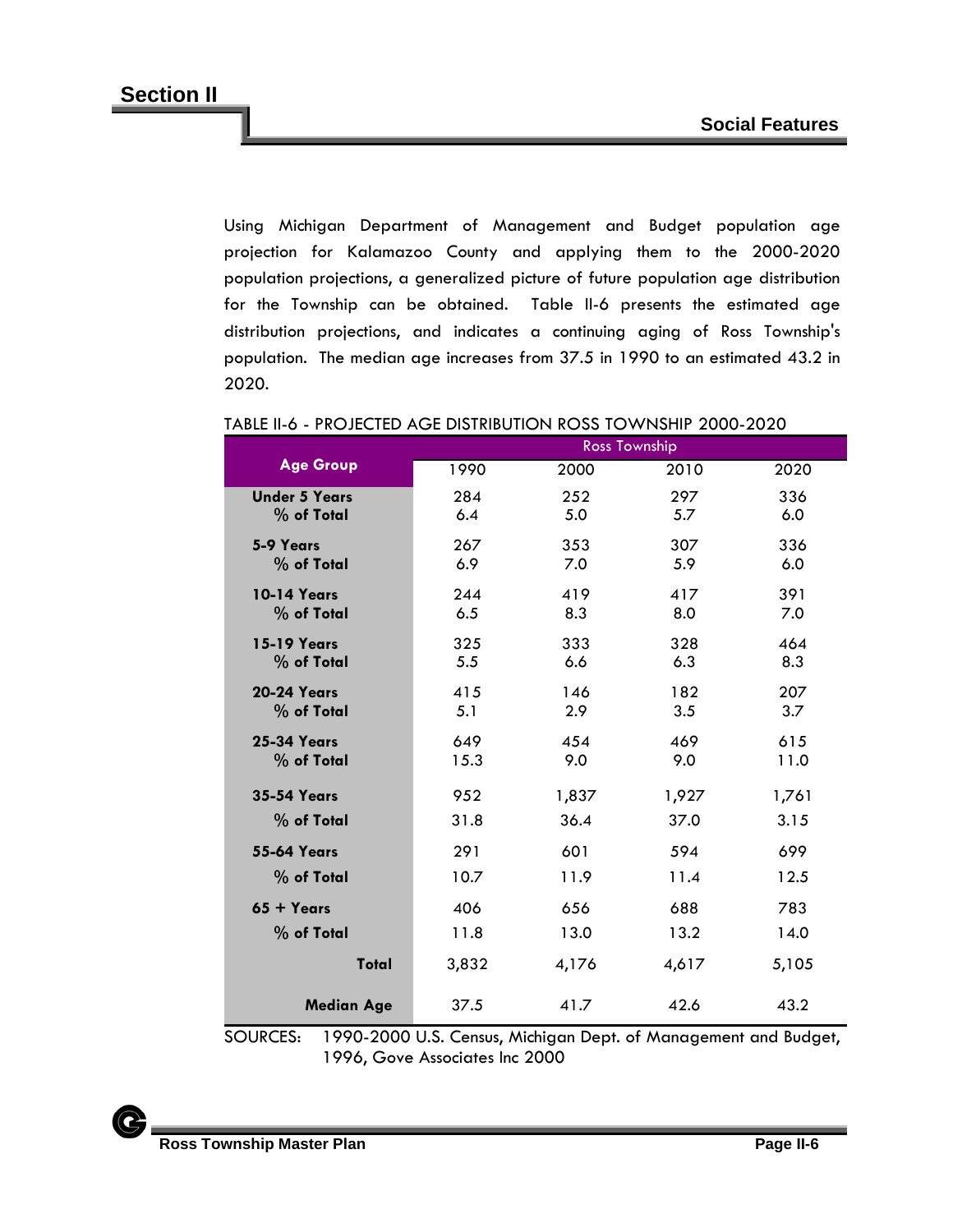Using Michigan Department of Management and Budget population age projection for Kalamazoo County and applying them to the 2000-2020 population projections, a generalized picture of future population age distribution for the Township can be obtained. Table II-6 presents the estimated age distribution projections, and indicates a continuing aging of Ross Township's population. The median age increases from 37.5 in 1990 to an estimated 43.2 in 2020.

TABLE II-6 - PROJECTED AGE DISTRIBUTION ROSS TOWNSHIP 2000-2020

| Age Group | Ross Township | | | |
|---|---|---|---|---|
| | 1990 | 2000 | 2010 | 2020 |
| **Under 5 Years** | 284 | 252 | 297 | 336 |
| % of Total | 6.4 | 5.0 | 5.7 | 6.0 |
| **5-9 Years** | 267 | 353 | 307 | 336 |
| % of Total | 6.9 | 7.0 | 5.9 | 6.0 |
| **10-14 Years** | 244 | 419 | 417 | 391 |
| % of Total | 6.5 | 8.3 | 8.0 | 7.0 |
| **15-19 Years** | 325 | 333 | 328 | 464 |
| % of Total | 5.5 | 6.6 | 6.3 | 8.3 |
| **20-24 Years** | 415 | 146 | 182 | 207 |
| % of Total | 5.1 | 2.9 | 3.5 | 3.7 |
| **25-34 Years** | 649 | 454 | 469 | 615 |
| % of Total | 15.3 | 9.0 | 9.0 | 11.0 |
| **35-54 Years** | 952 | 1,837 | 1,927 | 1,761 |
| % of Total | 31.8 | 36.4 | 37.0 | 3.15 |
| **55-64 Years** | 291 | 601 | 594 | 699 |
| % of Total | 10.7 | 11.9 | 11.4 | 12.5 |
| **65 + Years** | 406 | 656 | 688 | 783 |
| % of Total | 11.8 | 13.0 | 13.2 | 14.0 |
| **Total** | 3,832 | 4,176 | 4,617 | 5,105 |
| **Median Age** | 37.5 | 41.7 | 42.6 | 43.2 |

SOURCES: 1990-2000 U.S. Census, Michigan Dept. of Management and Budget, 1996, Gove Associates Inc 2000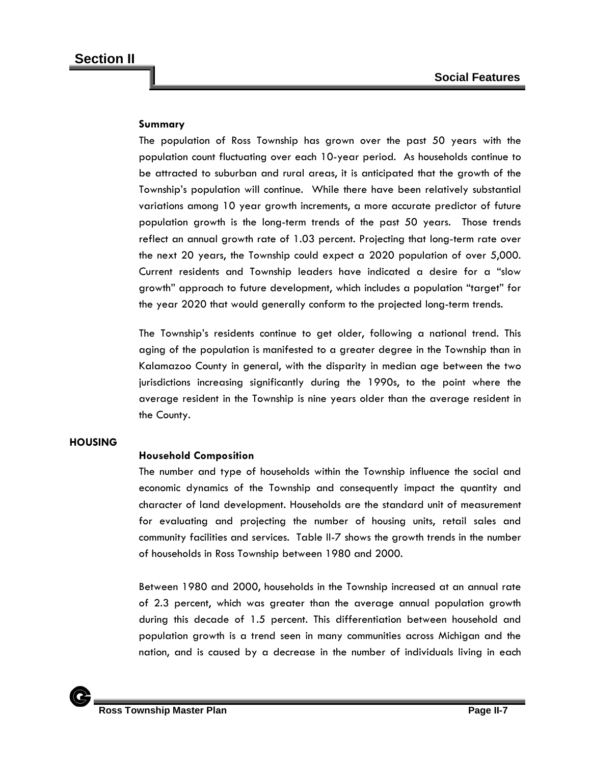## Section II

### Social Features

**Summary**

The population of Ross Township has grown over the past 50 years with the population count fluctuating over each 10-year period. As households continue to be attracted to suburban and rural areas, it is anticipated that the growth of the Township's population will continue. While there have been relatively substantial variations among 10 year growth increments, a more accurate predictor of future population growth is the long-term trends of the past 50 years. Those trends reflect an annual growth rate of 1.03 percent. Projecting that long-term rate over the next 20 years, the Township could expect a 2020 population of over 5,000. Current residents and Township leaders have indicated a desire for a "slow growth" approach to future development, which includes a population "target" for the year 2020 that would generally conform to the projected long-term trends.

The Township's residents continue to get older, following a national trend. This aging of the population is manifested to a greater degree in the Township than in Kalamazoo County in general, with the disparity in median age between the two jurisdictions increasing significantly during the 1990s, to the point where the average resident in the Township is nine years older than the average resident in the County.

## HOUSING

**Household Composition**

The number and type of households within the Township influence the social and economic dynamics of the Township and consequently impact the quantity and character of land development. Households are the standard unit of measurement for evaluating and projecting the number of housing units, retail sales and community facilities and services. Table II-7 shows the growth trends in the number of households in Ross Township between 1980 and 2000.

Between 1980 and 2000, households in the Township increased at an annual rate of 2.3 percent, which was greater than the average annual population growth during this decade of 1.5 percent. This differentiation between household and population growth is a trend seen in many communities across Michigan and the nation, and is caused by a decrease in the number of individuals living in each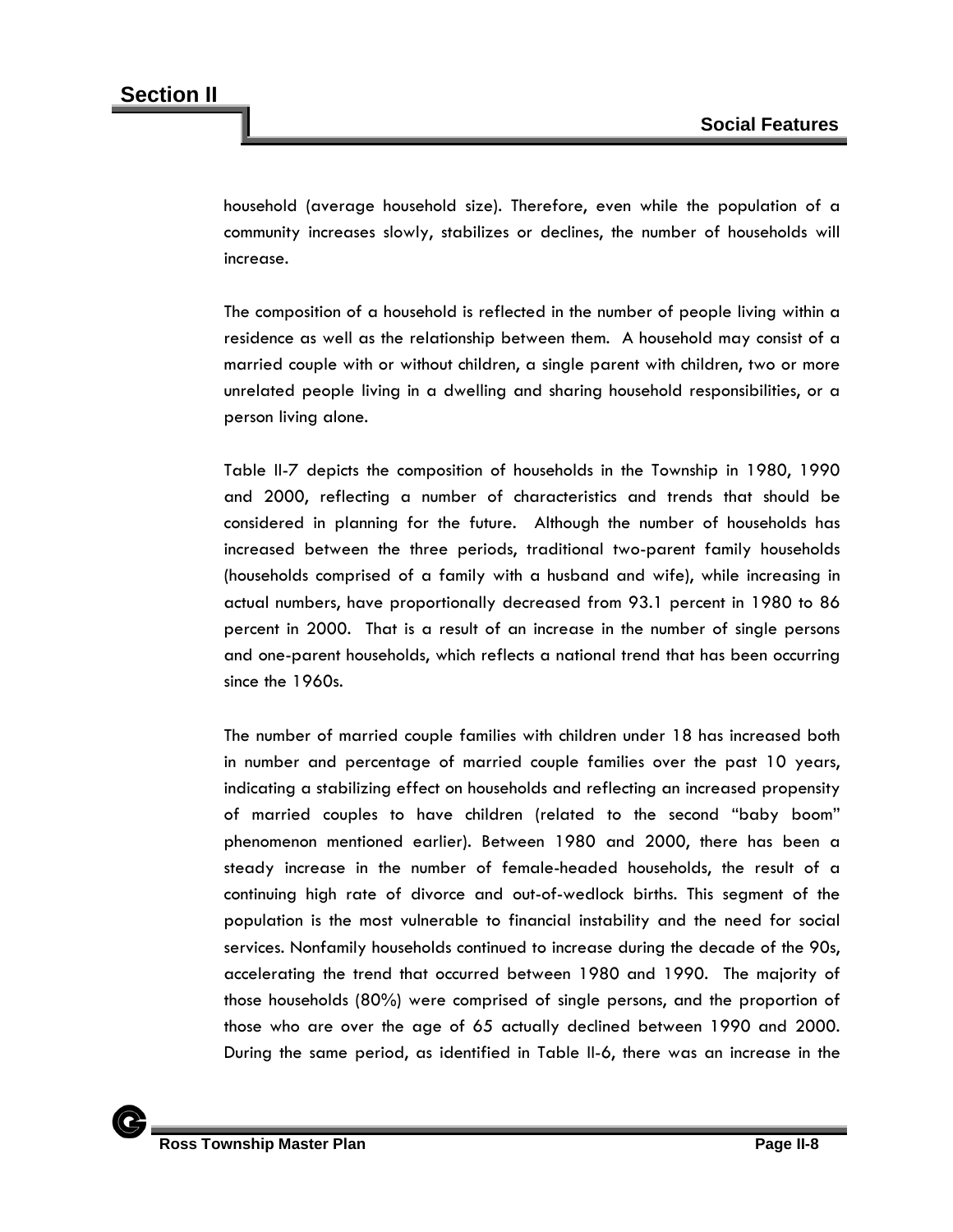household (average household size). Therefore, even while the population of a community increases slowly, stabilizes or declines, the number of households will increase.

The composition of a household is reflected in the number of people living within a residence as well as the relationship between them. A household may consist of a married couple with or without children, a single parent with children, two or more unrelated people living in a dwelling and sharing household responsibilities, or a person living alone.

Table II-7 depicts the composition of households in the Township in 1980, 1990 and 2000, reflecting a number of characteristics and trends that should be considered in planning for the future. Although the number of households has increased between the three periods, traditional two-parent family households (households comprised of a family with a husband and wife), while increasing in actual numbers, have proportionally decreased from 93.1 percent in 1980 to 86 percent in 2000. That is a result of an increase in the number of single persons and one-parent households, which reflects a national trend that has been occurring since the 1960s.

The number of married couple families with children under 18 has increased both in number and percentage of married couple families over the past 10 years, indicating a stabilizing effect on households and reflecting an increased propensity of married couples to have children (related to the second "baby boom" phenomenon mentioned earlier). Between 1980 and 2000, there has been a steady increase in the number of female-headed households, the result of a continuing high rate of divorce and out-of-wedlock births. This segment of the population is the most vulnerable to financial instability and the need for social services. Nonfamily households continued to increase during the decade of the 90s, accelerating the trend that occurred between 1980 and 1990. The majority of those households (80%) were comprised of single persons, and the proportion of those who are over the age of 65 actually declined between 1990 and 2000. During the same period, as identified in Table II-6, there was an increase in the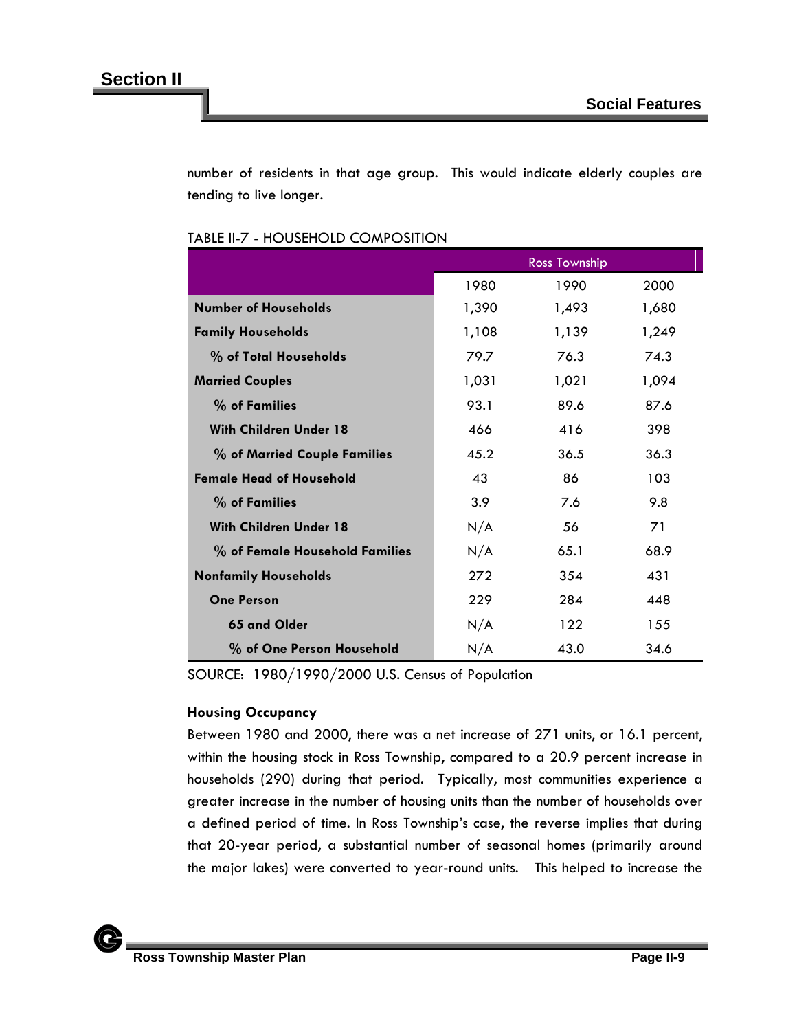number of residents in that age group. This would indicate elderly couples are tending to live longer.

TABLE II-7 - HOUSEHOLD COMPOSITION

| | Ross Township | | |
|---|---|---|---|
| | 1980 | 1990 | 2000 |
| **Number of Households** | 1,390 | 1,493 | 1,680 |
| **Family Households** | 1,108 | 1,139 | 1,249 |
| **% of Total Households** | 79.7 | 76.3 | 74.3 |
| **Married Couples** | 1,031 | 1,021 | 1,094 |
| **% of Families** | 93.1 | 89.6 | 87.6 |
| **With Children Under 18** | 466 | 416 | 398 |
| **% of Married Couple Families** | 45.2 | 36.5 | 36.3 |
| **Female Head of Household** | 43 | 86 | 103 |
| **% of Families** | 3.9 | 7.6 | 9.8 |
| **With Children Under 18** | N/A | 56 | 71 |
| **% of Female Household Families** | N/A | 65.1 | 68.9 |
| **Nonfamily Households** | 272 | 354 | 431 |
| **One Person** | 229 | 284 | 448 |
| **65 and Older** | N/A | 122 | 155 |
| **% of One Person Household** | N/A | 43.0 | 34.6 |

SOURCE: 1980/1990/2000 U.S. Census of Population

**Housing Occupancy**

Between 1980 and 2000, there was a net increase of 271 units, or 16.1 percent, within the housing stock in Ross Township, compared to a 20.9 percent increase in households (290) during that period. Typically, most communities experience a greater increase in the number of housing units than the number of households over a defined period of time. In Ross Township's case, the reverse implies that during that 20-year period, a substantial number of seasonal homes (primarily around the major lakes) were converted to year-round units. This helped to increase the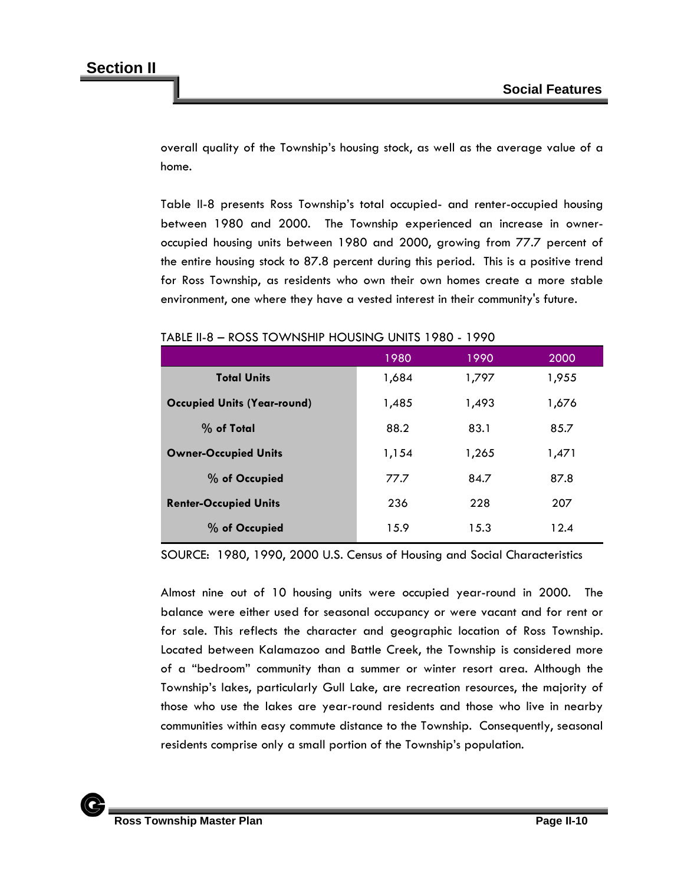overall quality of the Township's housing stock, as well as the average value of a home.

Table II-8 presents Ross Township's total occupied- and renter-occupied housing between 1980 and 2000. The Township experienced an increase in owner-occupied housing units between 1980 and 2000, growing from 77.7 percent of the entire housing stock to 87.8 percent during this period. This is a positive trend for Ross Township, as residents who own their own homes create a more stable environment, one where they have a vested interest in their community's future.

TABLE II-8 – ROSS TOWNSHIP HOUSING UNITS 1980 - 1990

| | 1980 | 1990 | 2000 |
|---|---|---|---|
| **Total Units** | 1,684 | 1,797 | 1,955 |
| **Occupied Units (Year-round)** | 1,485 | 1,493 | 1,676 |
| **% of Total** | 88.2 | 83.1 | 85.7 |
| **Owner-Occupied Units** | 1,154 | 1,265 | 1,471 |
| **% of Occupied** | 77.7 | 84.7 | 87.8 |
| **Renter-Occupied Units** | 236 | 228 | 207 |
| **% of Occupied** | 15.9 | 15.3 | 12.4 |

SOURCE: 1980, 1990, 2000 U.S. Census of Housing and Social Characteristics

Almost nine out of 10 housing units were occupied year-round in 2000. The balance were either used for seasonal occupancy or were vacant and for rent or for sale. This reflects the character and geographic location of Ross Township. Located between Kalamazoo and Battle Creek, the Township is considered more of a "bedroom" community than a summer or winter resort area. Although the Township's lakes, particularly Gull Lake, are recreation resources, the majority of those who use the lakes are year-round residents and those who live in nearby communities within easy commute distance to the Township. Consequently, seasonal residents comprise only a small portion of the Township's population.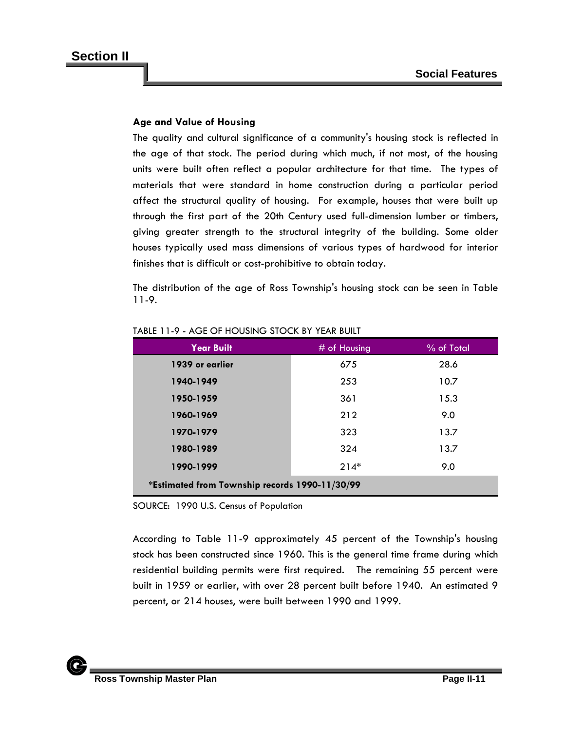## Age and Value of Housing

The quality and cultural significance of a community's housing stock is reflected in the age of that stock. The period during which much, if not most, of the housing units were built often reflect a popular architecture for that time. The types of materials that were standard in home construction during a particular period affect the structural quality of housing. For example, houses that were built up through the first part of the 20th Century used full-dimension lumber or timbers, giving greater strength to the structural integrity of the building. Some older houses typically used mass dimensions of various types of hardwood for interior finishes that is difficult or cost-prohibitive to obtain today.

The distribution of the age of Ross Township's housing stock can be seen in Table 11-9.

TABLE 11-9 - AGE OF HOUSING STOCK BY YEAR BUILT

| Year Built | # of Housing | % of Total |
|---|---|---|
| **1939 or earlier** | 675 | 28.6 |
| **1940-1949** | 253 | 10.7 |
| **1950-1959** | 361 | 15.3 |
| **1960-1969** | 212 | 9.0 |
| **1970-1979** | 323 | 13.7 |
| **1980-1989** | 324 | 13.7 |
| **1990-1999** | 214* | 9.0 |

***Estimated from Township records 1990-11/30/99**

SOURCE: 1990 U.S. Census of Population

According to Table 11-9 approximately 45 percent of the Township's housing stock has been constructed since 1960. This is the general time frame during which residential building permits were first required. The remaining 55 percent were built in 1959 or earlier, with over 28 percent built before 1940. An estimated 9 percent, or 214 houses, were built between 1990 and 1999.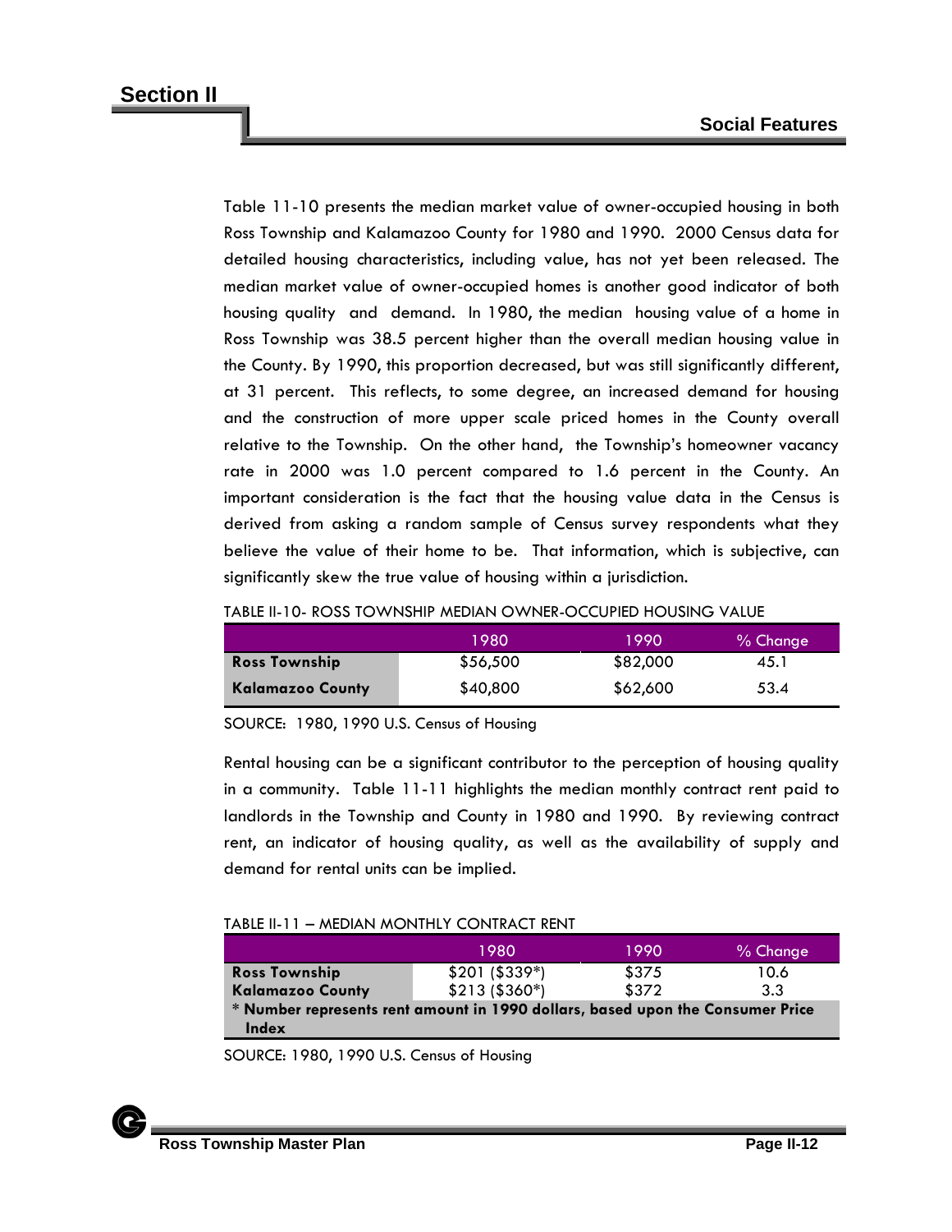Table 11-10 presents the median market value of owner-occupied housing in both Ross Township and Kalamazoo County for 1980 and 1990. 2000 Census data for detailed housing characteristics, including value, has not yet been released. The median market value of owner-occupied homes is another good indicator of both housing quality and demand. In 1980, the median housing value of a home in Ross Township was 38.5 percent higher than the overall median housing value in the County. By 1990, this proportion decreased, but was still significantly different, at 31 percent. This reflects, to some degree, an increased demand for housing and the construction of more upper scale priced homes in the County overall relative to the Township. On the other hand, the Township's homeowner vacancy rate in 2000 was 1.0 percent compared to 1.6 percent in the County. An important consideration is the fact that the housing value data in the Census is derived from asking a random sample of Census survey respondents what they believe the value of their home to be. That information, which is subjective, can significantly skew the true value of housing within a jurisdiction.

TABLE II-10- ROSS TOWNSHIP MEDIAN OWNER-OCCUPIED HOUSING VALUE

| | 1980 | 1990 | % Change |
|---|---|---|---|
| **Ross Township** | $56,500 | $82,000 | 45.1 |
| **Kalamazoo County** | $40,800 | $62,600 | 53.4 |

SOURCE: 1980, 1990 U.S. Census of Housing

Rental housing can be a significant contributor to the perception of housing quality in a community. Table 11-11 highlights the median monthly contract rent paid to landlords in the Township and County in 1980 and 1990. By reviewing contract rent, an indicator of housing quality, as well as the availability of supply and demand for rental units can be implied.

TABLE II-11 – MEDIAN MONTHLY CONTRACT RENT

| | 1980 | 1990 | % Change |
|---|---|---|---|
| **Ross Township** | $201 ($339*) | $375 | 10.6 |
| **Kalamazoo County** | $213 ($360*) | $372 | 3.3 |
| **\* Number represents rent amount in 1990 dollars, based upon the Consumer Price Index** | | | |

SOURCE: 1980, 1990 U.S. Census of Housing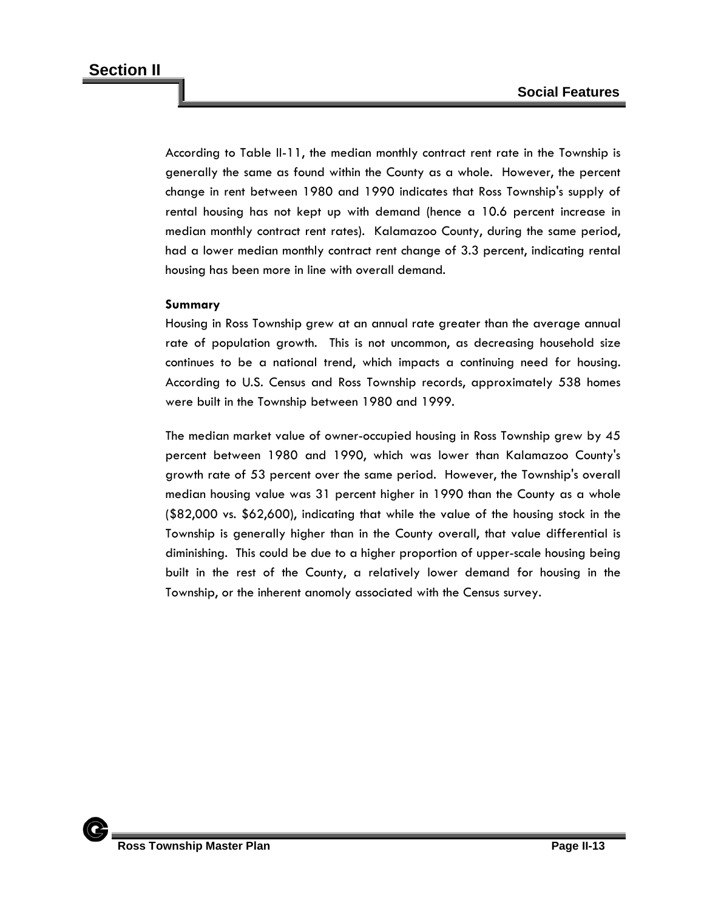According to Table II-11, the median monthly contract rent rate in the Township is generally the same as found within the County as a whole. However, the percent change in rent between 1980 and 1990 indicates that Ross Township's supply of rental housing has not kept up with demand (hence a 10.6 percent increase in median monthly contract rent rates). Kalamazoo County, during the same period, had a lower median monthly contract rent change of 3.3 percent, indicating rental housing has been more in line with overall demand.

**Summary**

Housing in Ross Township grew at an annual rate greater than the average annual rate of population growth. This is not uncommon, as decreasing household size continues to be a national trend, which impacts a continuing need for housing. According to U.S. Census and Ross Township records, approximately 538 homes were built in the Township between 1980 and 1999.

The median market value of owner-occupied housing in Ross Township grew by 45 percent between 1980 and 1990, which was lower than Kalamazoo County's growth rate of 53 percent over the same period. However, the Township's overall median housing value was 31 percent higher in 1990 than the County as a whole ($82,000 vs. $62,600), indicating that while the value of the housing stock in the Township is generally higher than in the County overall, that value differential is diminishing. This could be due to a higher proportion of upper-scale housing being built in the rest of the County, a relatively lower demand for housing in the Township, or the inherent anomoly associated with the Census survey.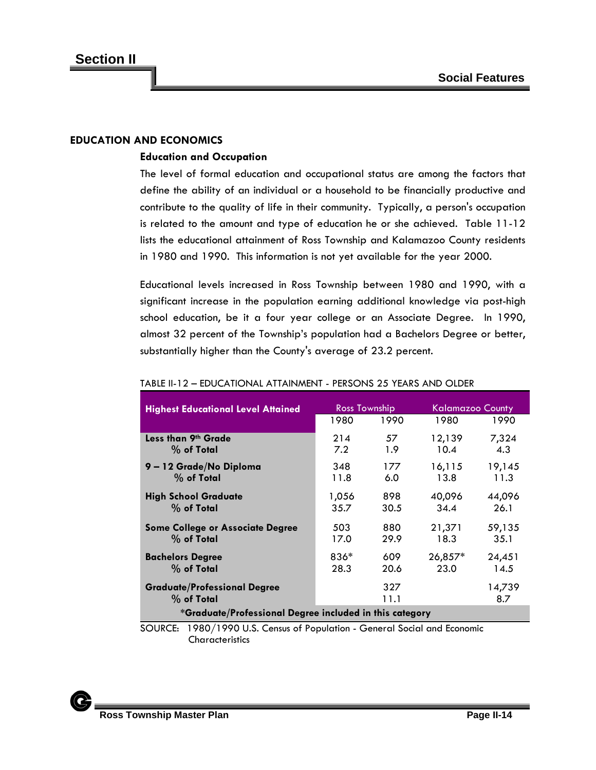## EDUCATION AND ECONOMICS

### Education and Occupation

The level of formal education and occupational status are among the factors that define the ability of an individual or a household to be financially productive and contribute to the quality of life in their community. Typically, a person's occupation is related to the amount and type of education he or she achieved. Table 11-12 lists the educational attainment of Ross Township and Kalamazoo County residents in 1980 and 1990. This information is not yet available for the year 2000.

Educational levels increased in Ross Township between 1980 and 1990, with a significant increase in the population earning additional knowledge via post-high school education, be it a four year college or an Associate Degree. In 1990, almost 32 percent of the Township's population had a Bachelors Degree or better, substantially higher than the County's average of 23.2 percent.

TABLE II-12 – EDUCATIONAL ATTAINMENT - PERSONS 25 YEARS AND OLDER

| Highest Educational Level Attained | Ross Township | | Kalamazoo County | |
|---|---|---|---|---|
| | 1980 | 1990 | 1980 | 1990 |
| **Less than 9th Grade** | 214 | 57 | 12,139 | 7,324 |
| **% of Total** | 7.2 | 1.9 | 10.4 | 4.3 |
| **9 – 12 Grade/No Diploma** | 348 | 177 | 16,115 | 19,145 |
| **% of Total** | 11.8 | 6.0 | 13.8 | 11.3 |
| **High School Graduate** | 1,056 | 898 | 40,096 | 44,096 |
| **% of Total** | 35.7 | 30.5 | 34.4 | 26.1 |
| **Some College or Associate Degree** | 503 | 880 | 21,371 | 59,135 |
| **% of Total** | 17.0 | 29.9 | 18.3 | 35.1 |
| **Bachelors Degree** | 836* | 609 | 26,857* | 24,451 |
| **% of Total** | 28.3 | 20.6 | 23.0 | 14.5 |
| **Graduate/Professional Degree** | | 327 | | 14,739 |
| **% of Total** | | 11.1 | | 8.7 |

**\*Graduate/Professional Degree included in this category**

SOURCE: 1980/1990 U.S. Census of Population - General Social and Economic Characteristics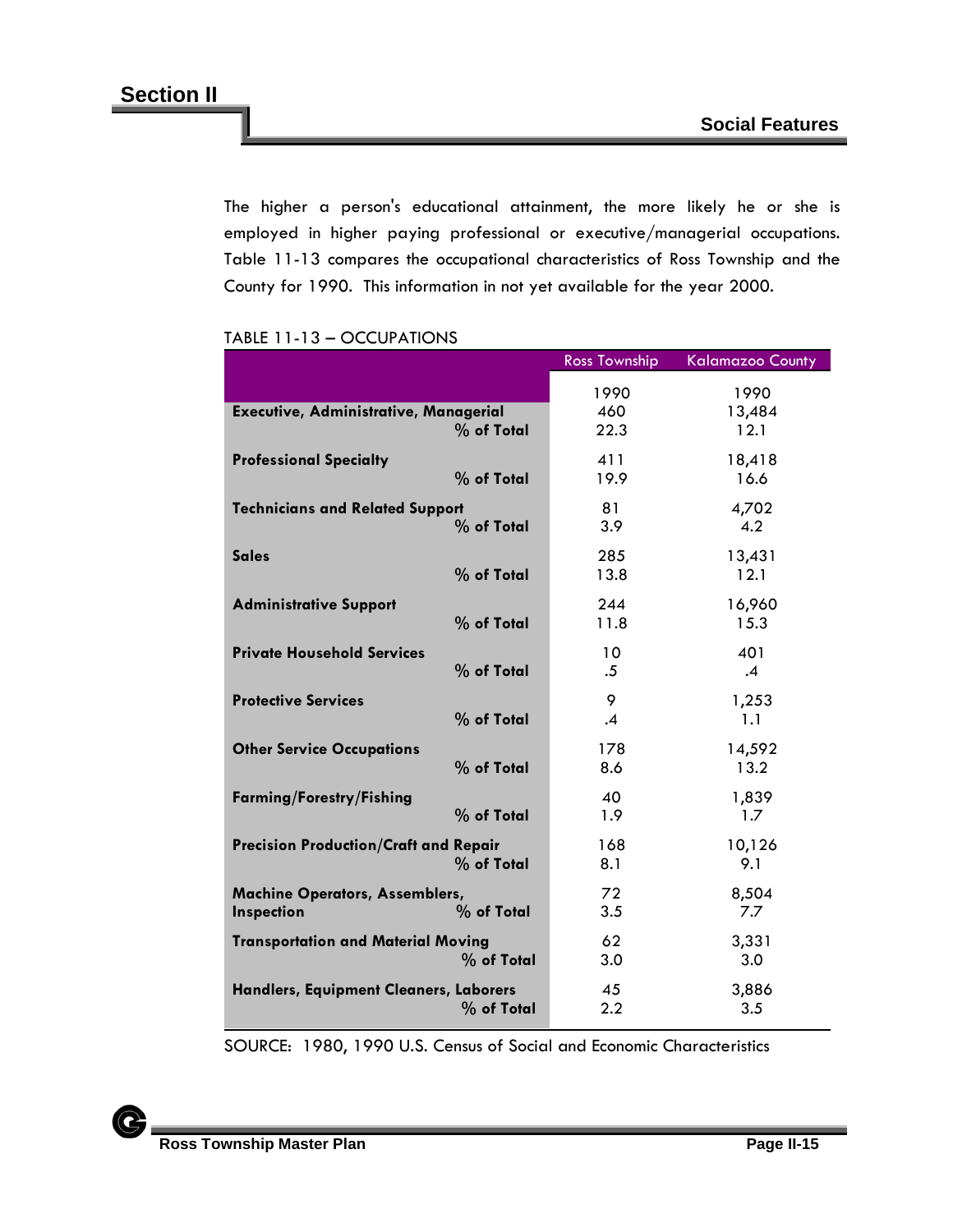The higher a person's educational attainment, the more likely he or she is employed in higher paying professional or executive/managerial occupations. Table 11-13 compares the occupational characteristics of Ross Township and the County for 1990. This information in not yet available for the year 2000.

TABLE 11-13 – OCCUPATIONS

| | Ross Township | Kalamazoo County |
|---|---|---|
| | 1990 | 1990 |
| **Executive, Administrative, Managerial** | 460 | 13,484 |
| **% of Total** | 22.3 | 12.1 |
| **Professional Specialty** | 411 | 18,418 |
| **% of Total** | 19.9 | 16.6 |
| **Technicians and Related Support** | 81 | 4,702 |
| **% of Total** | 3.9 | 4.2 |
| **Sales** | 285 | 13,431 |
| **% of Total** | 13.8 | 12.1 |
| **Administrative Support** | 244 | 16,960 |
| **% of Total** | 11.8 | 15.3 |
| **Private Household Services** | 10 | 401 |
| **% of Total** | .5 | .4 |
| **Protective Services** | 9 | 1,253 |
| **% of Total** | .4 | 1.1 |
| **Other Service Occupations** | 178 | 14,592 |
| **% of Total** | 8.6 | 13.2 |
| **Farming/Forestry/Fishing** | 40 | 1,839 |
| **% of Total** | 1.9 | 1.7 |
| **Precision Production/Craft and Repair** | 168 | 10,126 |
| **% of Total** | 8.1 | 9.1 |
| **Machine Operators, Assemblers, Inspection** | 72 | 8,504 |
| **% of Total** | 3.5 | 7.7 |
| **Transportation and Material Moving** | 62 | 3,331 |
| **% of Total** | 3.0 | 3.0 |
| **Handlers, Equipment Cleaners, Laborers** | 45 | 3,886 |
| **% of Total** | 2.2 | 3.5 |

SOURCE: 1980, 1990 U.S. Census of Social and Economic Characteristics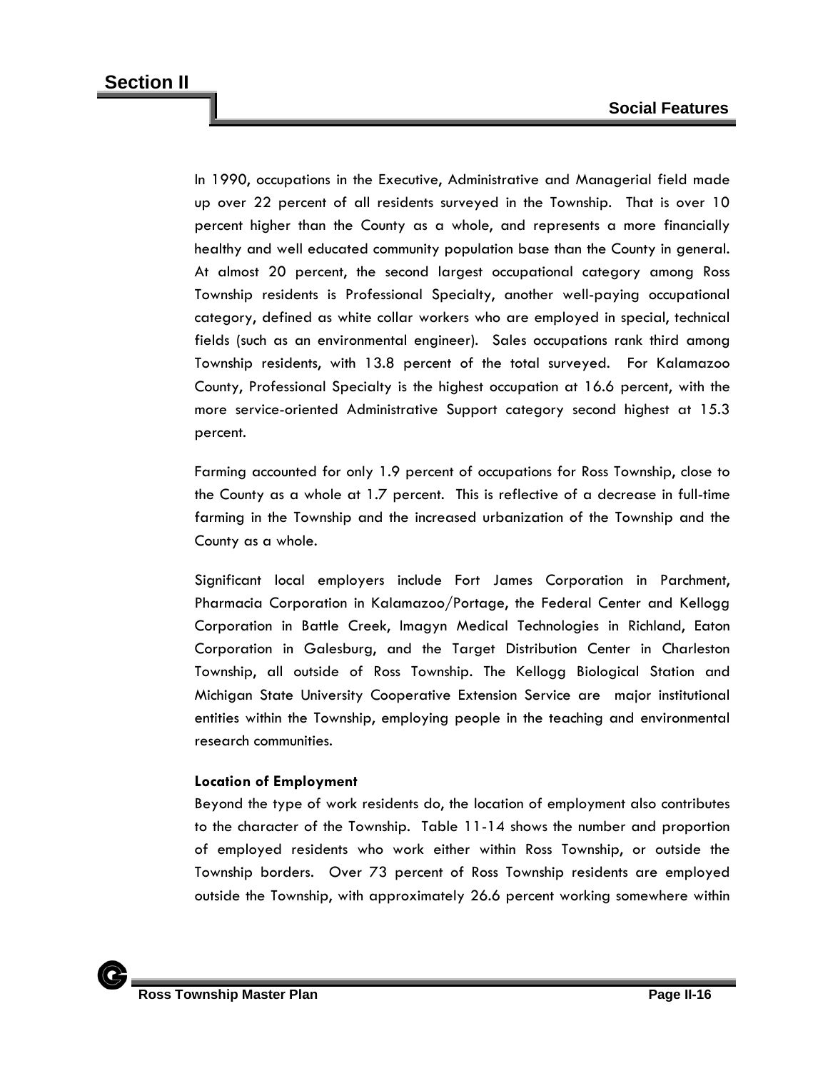In 1990, occupations in the Executive, Administrative and Managerial field made up over 22 percent of all residents surveyed in the Township. That is over 10 percent higher than the County as a whole, and represents a more financially healthy and well educated community population base than the County in general. At almost 20 percent, the second largest occupational category among Ross Township residents is Professional Specialty, another well-paying occupational category, defined as white collar workers who are employed in special, technical fields (such as an environmental engineer). Sales occupations rank third among Township residents, with 13.8 percent of the total surveyed. For Kalamazoo County, Professional Specialty is the highest occupation at 16.6 percent, with the more service-oriented Administrative Support category second highest at 15.3 percent.

Farming accounted for only 1.9 percent of occupations for Ross Township, close to the County as a whole at 1.7 percent. This is reflective of a decrease in full-time farming in the Township and the increased urbanization of the Township and the County as a whole.

Significant local employers include Fort James Corporation in Parchment, Pharmacia Corporation in Kalamazoo/Portage, the Federal Center and Kellogg Corporation in Battle Creek, Imagyn Medical Technologies in Richland, Eaton Corporation in Galesburg, and the Target Distribution Center in Charleston Township, all outside of Ross Township. The Kellogg Biological Station and Michigan State University Cooperative Extension Service are major institutional entities within the Township, employing people in the teaching and environmental research communities.

**Location of Employment**

Beyond the type of work residents do, the location of employment also contributes to the character of the Township. Table 11-14 shows the number and proportion of employed residents who work either within Ross Township, or outside the Township borders. Over 73 percent of Ross Township residents are employed outside the Township, with approximately 26.6 percent working somewhere within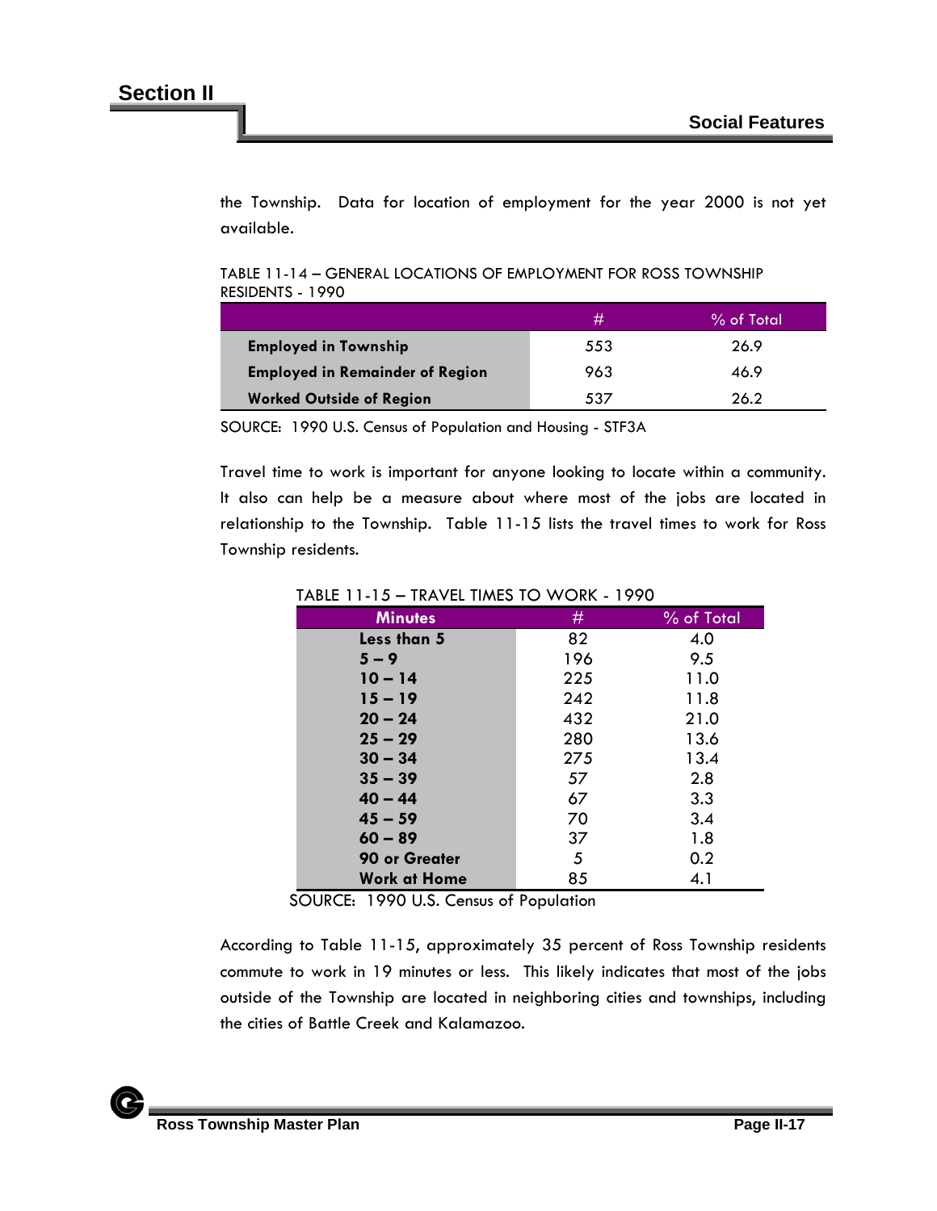the Township. Data for location of employment for the year 2000 is not yet available.

TABLE 11-14 – GENERAL LOCATIONS OF EMPLOYMENT FOR ROSS TOWNSHIP RESIDENTS - 1990

| | # | % of Total |
|---|---|---|
| **Employed in Township** | 553 | 26.9 |
| **Employed in Remainder of Region** | 963 | 46.9 |
| **Worked Outside of Region** | 537 | 26.2 |

SOURCE: 1990 U.S. Census of Population and Housing - STF3A

Travel time to work is important for anyone looking to locate within a community. It also can help be a measure about where most of the jobs are located in relationship to the Township. Table 11-15 lists the travel times to work for Ross Township residents.

TABLE 11-15 – TRAVEL TIMES TO WORK - 1990

| Minutes | # | % of Total |
|---|---|---|
| **Less than 5** | 82 | 4.0 |
| **5 – 9** | 196 | 9.5 |
| **10 – 14** | 225 | 11.0 |
| **15 – 19** | 242 | 11.8 |
| **20 – 24** | 432 | 21.0 |
| **25 – 29** | 280 | 13.6 |
| **30 – 34** | 275 | 13.4 |
| **35 – 39** | 57 | 2.8 |
| **40 – 44** | 67 | 3.3 |
| **45 – 59** | 70 | 3.4 |
| **60 – 89** | 37 | 1.8 |
| **90 or Greater** | 5 | 0.2 |
| **Work at Home** | 85 | 4.1 |

SOURCE: 1990 U.S. Census of Population

According to Table 11-15, approximately 35 percent of Ross Township residents commute to work in 19 minutes or less. This likely indicates that most of the jobs outside of the Township are located in neighboring cities and townships, including the cities of Battle Creek and Kalamazoo.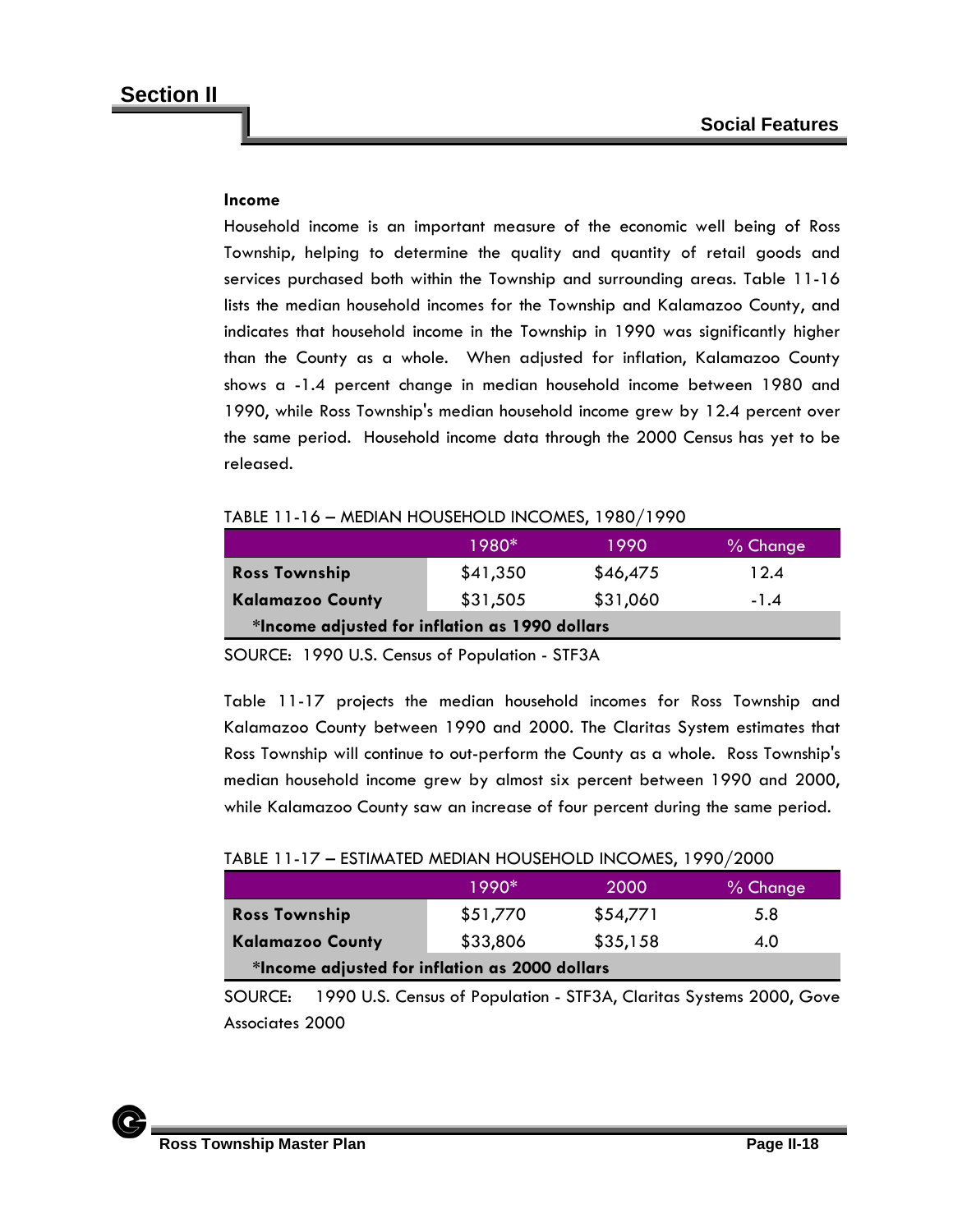### Income

Household income is an important measure of the economic well being of Ross Township, helping to determine the quality and quantity of retail goods and services purchased both within the Township and surrounding areas. Table 11-16 lists the median household incomes for the Township and Kalamazoo County, and indicates that household income in the Township in 1990 was significantly higher than the County as a whole. When adjusted for inflation, Kalamazoo County shows a -1.4 percent change in median household income between 1980 and 1990, while Ross Township's median household income grew by 12.4 percent over the same period. Household income data through the 2000 Census has yet to be released.

TABLE 11-16 – MEDIAN HOUSEHOLD INCOMES, 1980/1990

| | 1980* | 1990 | % Change |
|---|---|---|---|
| **Ross Township** | $41,350 | $46,475 | 12.4 |
| **Kalamazoo County** | $31,505 | $31,060 | -1.4 |
| ***Income adjusted for inflation as 1990 dollars** | | | |

SOURCE: 1990 U.S. Census of Population - STF3A

Table 11-17 projects the median household incomes for Ross Township and Kalamazoo County between 1990 and 2000. The Claritas System estimates that Ross Township will continue to out-perform the County as a whole. Ross Township's median household income grew by almost six percent between 1990 and 2000, while Kalamazoo County saw an increase of four percent during the same period.

TABLE 11-17 – ESTIMATED MEDIAN HOUSEHOLD INCOMES, 1990/2000

| | 1990* | 2000 | % Change |
|---|---|---|---|
| **Ross Township** | $51,770 | $54,771 | 5.8 |
| **Kalamazoo County** | $33,806 | $35,158 | 4.0 |
| ***Income adjusted for inflation as 2000 dollars** | | | |

SOURCE: 1990 U.S. Census of Population - STF3A, Claritas Systems 2000, Gove Associates 2000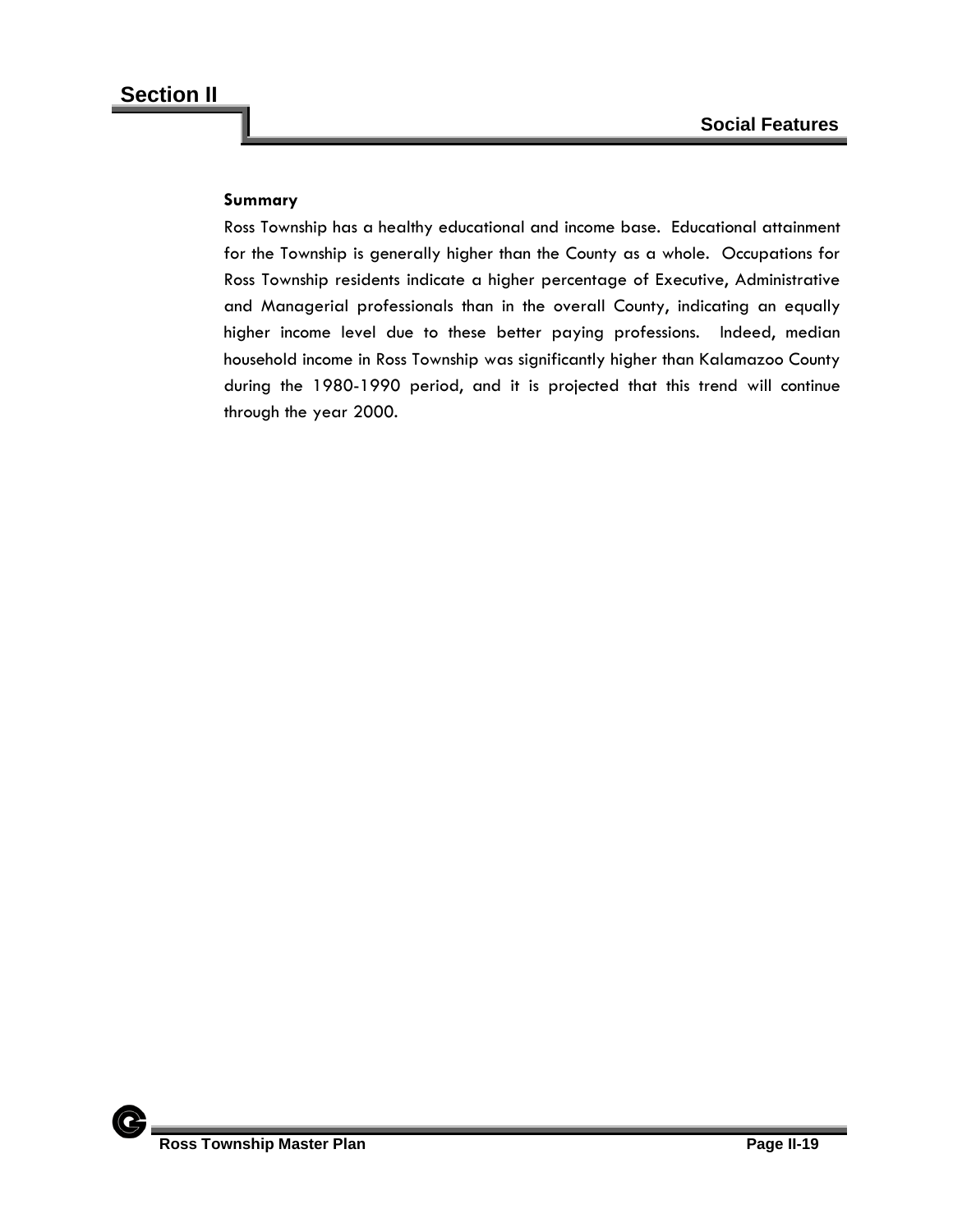**Summary**

Ross Township has a healthy educational and income base. Educational attainment for the Township is generally higher than the County as a whole. Occupations for Ross Township residents indicate a higher percentage of Executive, Administrative and Managerial professionals than in the overall County, indicating an equally higher income level due to these better paying professions. Indeed, median household income in Ross Township was significantly higher than Kalamazoo County during the 1980-1990 period, and it is projected that this trend will continue through the year 2000.